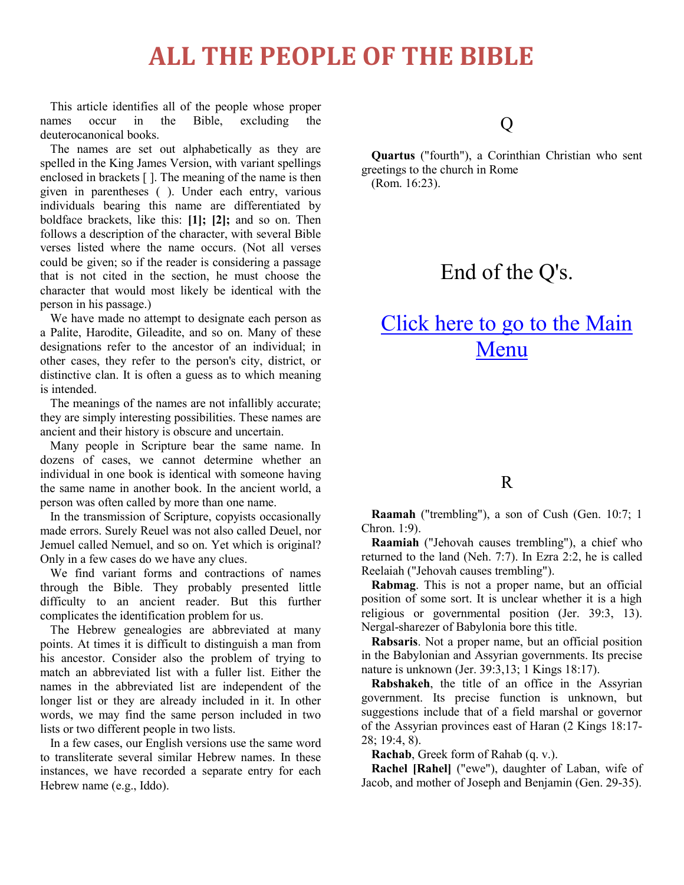# ALL THE PEOPLE OF THE BIBLE

This article identifies all of the people whose proper names occur in the Bible, excluding the deuterocanonical books.

The names are set out alphabetically as they are spelled in the King James Version, with variant spellings enclosed in brackets [ ]. The meaning of the name is then given in parentheses ( ). Under each entry, various individuals bearing this name are differentiated by boldface brackets, like this: **[1]; [2];** and so on. Then follows a description of the character, with several Bible verses listed where the name occurs. (Not all verses could be given; so if the reader is considering a passage that is not cited in the section, he must choose the character that would most likely be identical with the person in his passage.)

We have made no attempt to designate each person as a Palite, Harodite, Gileadite, and so on. Many of these designations refer to the ancestor of an individual; in other cases, they refer to the person's city, district, or distinctive clan. It is often a guess as to which meaning is intended.

The meanings of the names are not infallibly accurate; they are simply interesting possibilities. These names are ancient and their history is obscure and uncertain.

Many people in Scripture bear the same name. In dozens of cases, we cannot determine whether an individual in one book is identical with someone having the same name in another book. In the ancient world, a person was often called by more than one name.

In the transmission of Scripture, copyists occasionally made errors. Surely Reuel was not also called Deuel, nor Jemuel called Nemuel, and so on. Yet which is original? Only in a few cases do we have any clues.

We find variant forms and contractions of names through the Bible. They probably presented little difficulty to an ancient reader. But this further complicates the identification problem for us.

The Hebrew genealogies are abbreviated at many points. At times it is difficult to distinguish a man from his ancestor. Consider also the problem of trying to match an abbreviated list with a fuller list. Either the names in the abbreviated list are independent of the longer list or they are already included in it. In other words, we may find the same person included in two lists or two different people in two lists.

In a few cases, our English versions use the same word to transliterate several similar Hebrew names. In these instances, we have recorded a separate entry for each Hebrew name (e.g., Iddo).

## Q

**Quartus** ("fourth"), a Corinthian Christian who sent greetings to the church in Rome (Rom. 16:23).

End of the Q's.

Click here to go to the Main Menu

## R

**Raamah** ("trembling"), a son of Cush (Gen. 10:7; 1 Chron. 1:9).

**Raamiah** ("Jehovah causes trembling"), a chief who returned to the land (Neh. 7:7). In Ezra 2:2, he is called Reelaiah ("Jehovah causes trembling").

**Rabmag**. This is not a proper name, but an official position of some sort. It is unclear whether it is a high religious or governmental position (Jer. 39:3, 13). Nergal-sharezer of Babylonia bore this title.

**Rabsaris**. Not a proper name, but an official position in the Babylonian and Assyrian governments. Its precise nature is unknown (Jer. 39:3,13; 1 Kings 18:17).

**Rabshakeh**, the title of an office in the Assyrian government. Its precise function is unknown, but suggestions include that of a field marshal or governor of the Assyrian provinces east of Haran (2 Kings 18:17-28; 19:4, 8).

**Rachab**, Greek form of Rahab (q. v.).

**Rachel [Rahel]** ("ewe"), daughter of Laban, wife of Jacob, and mother of Joseph and Benjamin (Gen. 29-35).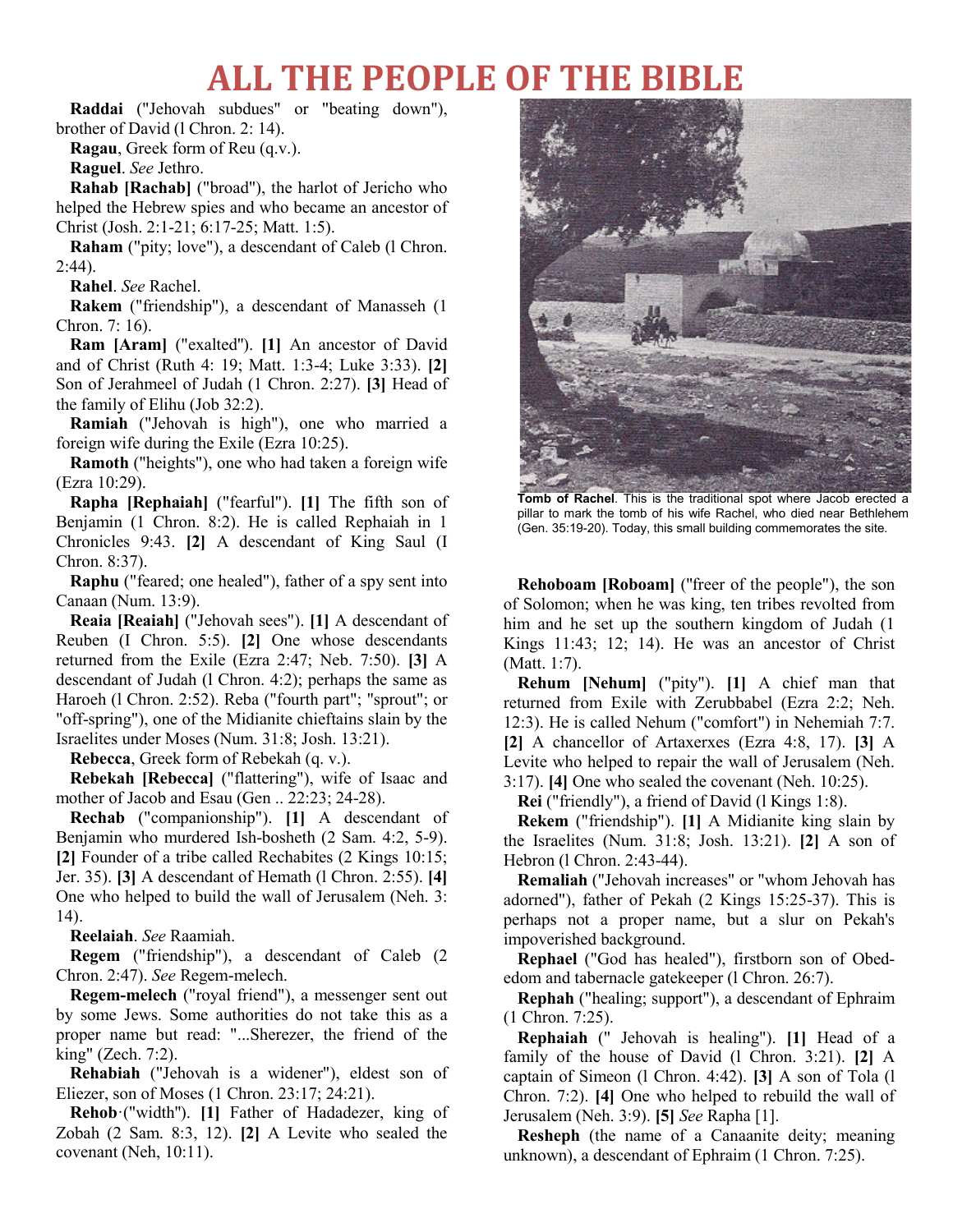# ALL THE PEOPLE OF THE BIBLE

**Raddai** ("Jehovah subdues" or "beating down"), brother of David (l Chron. 2: 14).

**Ragau**, Greek form of Reu (q.v.).

**Raguel**. *See* Jethro.

**Rahab [Rachab]** ("broad"), the harlot of Jericho who helped the Hebrew spies and who became an ancestor of Christ (Josh. 2:1-21; 6:17-25; Matt. 1:5).

**Raham** ("pity; love"), a descendant of Caleb (l Chron. 2:44).

**Rahel**. *See* Rachel.

**Rakem** ("friendship"), a descendant of Manasseh (1 Chron. 7: 16).

**Ram [Aram]** ("exalted"). **[1]** An ancestor of David and of Christ (Ruth 4: 19; Matt. 1:3-4; Luke 3:33). **[2]** Son of Jerahmeel of Judah (1 Chron. 2:27). **[3]** Head of the family of Elihu (Job 32:2).

**Ramiah** ("Jehovah is high"), one who married a foreign wife during the Exile (Ezra 10:25).

**Ramoth** ("heights"), one who had taken a foreign wife (Ezra 10:29).

**Rapha [Rephaiah]** ("fearful"). **[1]** The fifth son of Benjamin (1 Chron. 8:2). He is called Rephaiah in 1 Chronicles 9:43. **[2]** A descendant of King Saul (I Chron. 8:37).

**Raphu** ("feared; one healed"), father of a spy sent into Canaan (Num. 13:9).

**Reaia [Reaiah]** ("Jehovah sees"). **[1]** A descendant of Reuben (I Chron. 5:5). **[2]** One whose descendants returned from the Exile (Ezra 2:47; Neb. 7:50). **[3]** A descendant of Judah (l Chron. 4:2); perhaps the same as Haroeh (l Chron. 2:52). Reba ("fourth part"; "sprout"; or "off-spring"), one of the Midianite chieftains slain by the Israelites under Moses (Num. 31:8; Josh. 13:21).

**Rebecca**, Greek form of Rebekah (q. v.).

**Rebekah [Rebecca]** ("flattering"), wife of Isaac and mother of Jacob and Esau (Gen .. 22:23; 24-28).

**Rechab** ("companionship"). **[1]** A descendant of Benjamin who murdered Ish-bosheth (2 Sam. 4:2, 5-9). **[2]** Founder of a tribe called Rechabites (2 Kings 10:15; Jer. 35). **[3]** A descendant of Hemath (l Chron. 2:55). **[4]** One who helped to build the wall of Jerusalem (Neh. 3: 14).

**Reelaiah**. *See* Raamiah.

**Regem** ("friendship"), a descendant of Caleb (2 Chron. 2:47). *See* Regem-melech.

**Regem-melech** ("royal friend"), a messenger sent out by some Jews. Some authorities do not take this as a proper name but read: "...Sherezer, the friend of the king" (Zech. 7:2).

**Rehabiah** ("Jehovah is a widener"), eldest son of Eliezer, son of Moses (1 Chron. 23:17; 24:21).

**Rehob**·("width"). **[1]** Father of Hadadezer, king of Zobah (2 Sam. 8:3, 12). **[2]** A Levite who sealed the covenant (Neh, 10:11).

**Tomb of Rachel**. This is the traditional spot where Jacob erected a pillar to mark the tomb of his wife Rachel, who died near Bethlehem (Gen. 35:19-20). Today, this small building commemorates the site.

**Rehoboam [Roboam]** ("freer of the people"), the son of Solomon; when he was king, ten tribes revolted from him and he set up the southern kingdom of Judah (1 Kings 11:43; 12; 14). He was an ancestor of Christ (Matt. 1:7).

**Rehum [Nehum]** ("pity"). **[1]** A chief man that returned from Exile with Zerubbabel (Ezra 2:2; Neh. 12:3). He is called Nehum ("comfort") in Nehemiah 7:7. **[2]** A chancellor of Artaxerxes (Ezra 4:8, 17). **[3]** A Levite who helped to repair the wall of Jerusalem (Neh. 3:17). **[4]** One who sealed the covenant (Neh. 10:25).

**Rei** ("friendly"), a friend of David (l Kings 1:8).

**Rekem** ("friendship"). **[1]** A Midianite king slain by the Israelites (Num. 31:8; Josh. 13:21). **[2]** A son of Hebron (l Chron. 2:43-44).

**Remaliah** ("Jehovah increases" or "whom Jehovah has adorned"), father of Pekah (2 Kings 15:25-37). This is perhaps not a proper name, but a slur on Pekah's impoverished background.

**Rephael** ("God has healed"), firstborn son of Obed-edom and tabernacle gatekeeper (l Chron. 26:7).

**Rephah** ("healing; support"), a descendant of Ephraim (1 Chron. 7:25).

**Rephaiah** (" Jehovah is healing"). **[1]** Head of a family of the house of David (l Chron. 3:21). **[2]** A captain of Simeon (l Chron. 4:42). **[3]** A son of Tola (l Chron. 7:2). **[4]** One who helped to rebuild the wall of Jerusalem (Neh. 3:9). **[5]** *See* Rapha [1].

**Resheph** (the name of a Canaanite deity; meaning unknown), a descendant of Ephraim (1 Chron. 7:25).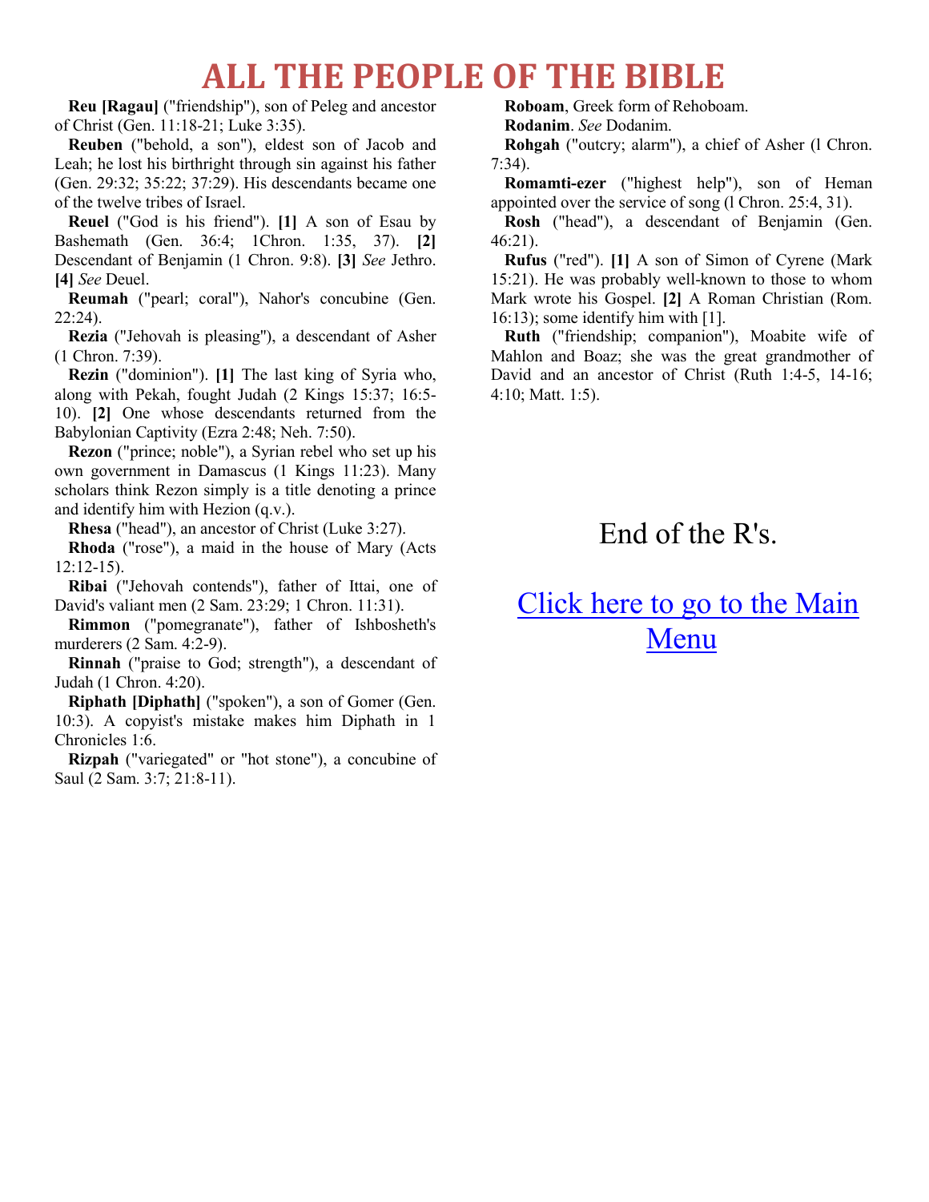# ALL THE PEOPLE OF THE BIBLE

**Reu [Ragau]** ("friendship"), son of Peleg and ancestor of Christ (Gen. 11:18-21; Luke 3:35).

**Reuben** ("behold, a son"), eldest son of Jacob and Leah; he lost his birthright through sin against his father (Gen. 29:32; 35:22; 37:29). His descendants became one of the twelve tribes of Israel.

**Reuel** ("God is his friend"). **[1]** A son of Esau by Bashemath (Gen. 36:4; 1Chron. 1:35, 37). **[2]** Descendant of Benjamin (1 Chron. 9:8). **[3]** *See* Jethro. **[4]** *See* Deuel.

**Reumah** ("pearl; coral"), Nahor's concubine (Gen. 22:24).

**Rezia** ("Jehovah is pleasing"), a descendant of Asher (1 Chron. 7:39).

**Rezin** ("dominion"). **[1]** The last king of Syria who, along with Pekah, fought Judah (2 Kings 15:37; 16:5-10). **[2]** One whose descendants returned from the Babylonian Captivity (Ezra 2:48; Neh. 7:50).

**Rezon** ("prince; noble"), a Syrian rebel who set up his own government in Damascus (1 Kings 11:23). Many scholars think Rezon simply is a title denoting a prince and identify him with Hezion (q.v.).

**Rhesa** ("head"), an ancestor of Christ (Luke 3:27).

**Rhoda** ("rose"), a maid in the house of Mary (Acts 12:12-15).

**Ribai** ("Jehovah contends"), father of Ittai, one of David's valiant men (2 Sam. 23:29; 1 Chron. 11:31).

**Rimmon** ("pomegranate"), father of Ishbosheth's murderers (2 Sam. 4:2-9).

**Rinnah** ("praise to God; strength"), a descendant of Judah (1 Chron. 4:20).

**Riphath [Diphath]** ("spoken"), a son of Gomer (Gen. 10:3). A copyist's mistake makes him Diphath in 1 Chronicles 1:6.

**Rizpah** ("variegated" or "hot stone"), a concubine of Saul (2 Sam. 3:7; 21:8-11).

**Roboam**, Greek form of Rehoboam.

**Rodanim**. *See* Dodanim.

**Rohgah** ("outcry; alarm"), a chief of Asher (l Chron. 7:34).

**Romamti-ezer** ("highest help"), son of Heman appointed over the service of song (l Chron. 25:4, 31).

**Rosh** ("head"), a descendant of Benjamin (Gen. 46:21).

**Rufus** ("red"). **[1]** A son of Simon of Cyrene (Mark 15:21). He was probably well-known to those to whom Mark wrote his Gospel. **[2]** A Roman Christian (Rom. 16:13); some identify him with [1].

**Ruth** ("friendship; companion"), Moabite wife of Mahlon and Boaz; she was the great grandmother of David and an ancestor of Christ (Ruth 1:4-5, 14-16; 4:10; Matt. 1:5).

End of the R's.

Click here to go to the Main Menu